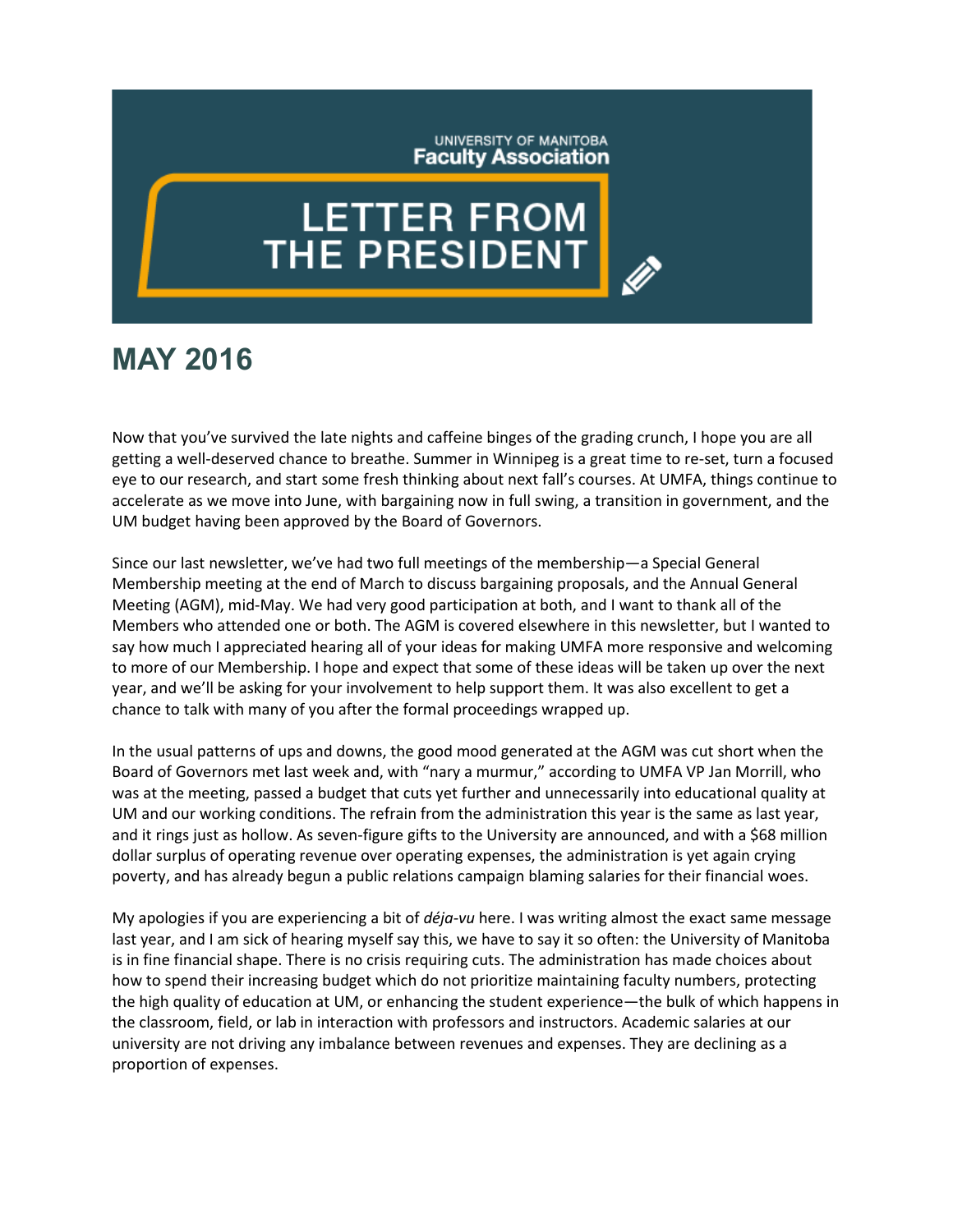UNIVERSITY OF MANITOBA
**Faculty Association**

# LETTER FROM THE PRESIDENT

## MAY 2016

Now that you've survived the late nights and caffeine binges of the grading crunch, I hope you are all getting a well-deserved chance to breathe. Summer in Winnipeg is a great time to re-set, turn a focused eye to our research, and start some fresh thinking about next fall's courses. At UMFA, things continue to accelerate as we move into June, with bargaining now in full swing, a transition in government, and the UM budget having been approved by the Board of Governors.

Since our last newsletter, we've had two full meetings of the membership—a Special General Membership meeting at the end of March to discuss bargaining proposals, and the Annual General Meeting (AGM), mid-May. We had very good participation at both, and I want to thank all of the Members who attended one or both. The AGM is covered elsewhere in this newsletter, but I wanted to say how much I appreciated hearing all of your ideas for making UMFA more responsive and welcoming to more of our Membership. I hope and expect that some of these ideas will be taken up over the next year, and we'll be asking for your involvement to help support them. It was also excellent to get a chance to talk with many of you after the formal proceedings wrapped up.

In the usual patterns of ups and downs, the good mood generated at the AGM was cut short when the Board of Governors met last week and, with "nary a murmur," according to UMFA VP Jan Morrill, who was at the meeting, passed a budget that cuts yet further and unnecessarily into educational quality at UM and our working conditions. The refrain from the administration this year is the same as last year, and it rings just as hollow. As seven-figure gifts to the University are announced, and with a $68 million dollar surplus of operating revenue over operating expenses, the administration is yet again crying poverty, and has already begun a public relations campaign blaming salaries for their financial woes.

My apologies if you are experiencing a bit of *déja-vu* here. I was writing almost the exact same message last year, and I am sick of hearing myself say this, we have to say it so often: the University of Manitoba is in fine financial shape. There is no crisis requiring cuts. The administration has made choices about how to spend their increasing budget which do not prioritize maintaining faculty numbers, protecting the high quality of education at UM, or enhancing the student experience—the bulk of which happens in the classroom, field, or lab in interaction with professors and instructors. Academic salaries at our university are not driving any imbalance between revenues and expenses. They are declining as a proportion of expenses.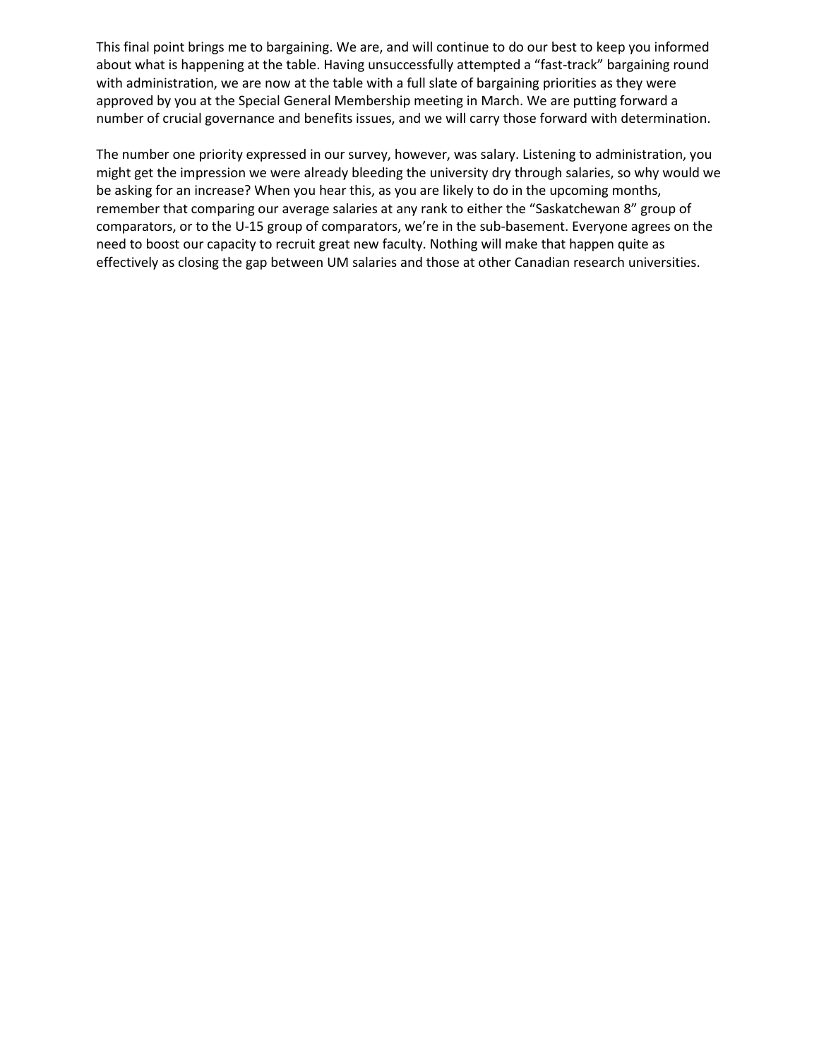This final point brings me to bargaining. We are, and will continue to do our best to keep you informed about what is happening at the table. Having unsuccessfully attempted a "fast-track" bargaining round with administration, we are now at the table with a full slate of bargaining priorities as they were approved by you at the Special General Membership meeting in March. We are putting forward a number of crucial governance and benefits issues, and we will carry those forward with determination.

The number one priority expressed in our survey, however, was salary. Listening to administration, you might get the impression we were already bleeding the university dry through salaries, so why would we be asking for an increase? When you hear this, as you are likely to do in the upcoming months, remember that comparing our average salaries at any rank to either the "Saskatchewan 8" group of comparators, or to the U-15 group of comparators, we're in the sub-basement. Everyone agrees on the need to boost our capacity to recruit great new faculty. Nothing will make that happen quite as effectively as closing the gap between UM salaries and those at other Canadian research universities.